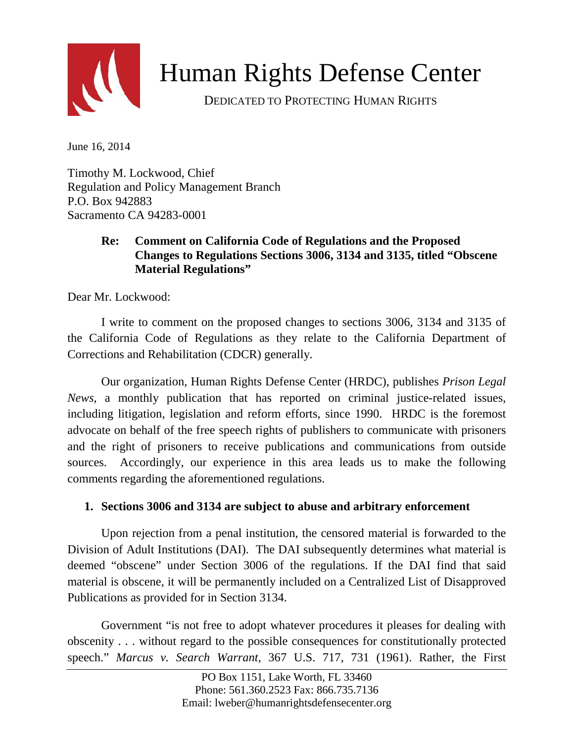# Human Rights Defense Center

DEDICATED TO PROTECTING HUMAN RIGHTS

June 16, 2014

Timothy M. Lockwood, Chief
Regulation and Policy Management Branch
P.O. Box 942883
Sacramento CA 94283-0001

**Re: Comment on California Code of Regulations and the Proposed Changes to Regulations Sections 3006, 3134 and 3135, titled "Obscene Material Regulations"**

Dear Mr. Lockwood:

I write to comment on the proposed changes to sections 3006, 3134 and 3135 of the California Code of Regulations as they relate to the California Department of Corrections and Rehabilitation (CDCR) generally.

Our organization, Human Rights Defense Center (HRDC), publishes *Prison Legal News*, a monthly publication that has reported on criminal justice-related issues, including litigation, legislation and reform efforts, since 1990. HRDC is the foremost advocate on behalf of the free speech rights of publishers to communicate with prisoners and the right of prisoners to receive publications and communications from outside sources. Accordingly, our experience in this area leads us to make the following comments regarding the aforementioned regulations.

## 1. Sections 3006 and 3134 are subject to abuse and arbitrary enforcement

Upon rejection from a penal institution, the censored material is forwarded to the Division of Adult Institutions (DAI). The DAI subsequently determines what material is deemed "obscene" under Section 3006 of the regulations. If the DAI find that said material is obscene, it will be permanently included on a Centralized List of Disapproved Publications as provided for in Section 3134.

Government "is not free to adopt whatever procedures it pleases for dealing with obscenity . . . without regard to the possible consequences for constitutionally protected speech." *Marcus v. Search Warrant*, 367 U.S. 717, 731 (1961). Rather, the First

PO Box 1151, Lake Worth, FL 33460
Phone: 561.360.2523 Fax: 866.735.7136
Email: lweber@humanrightsdefensecenter.org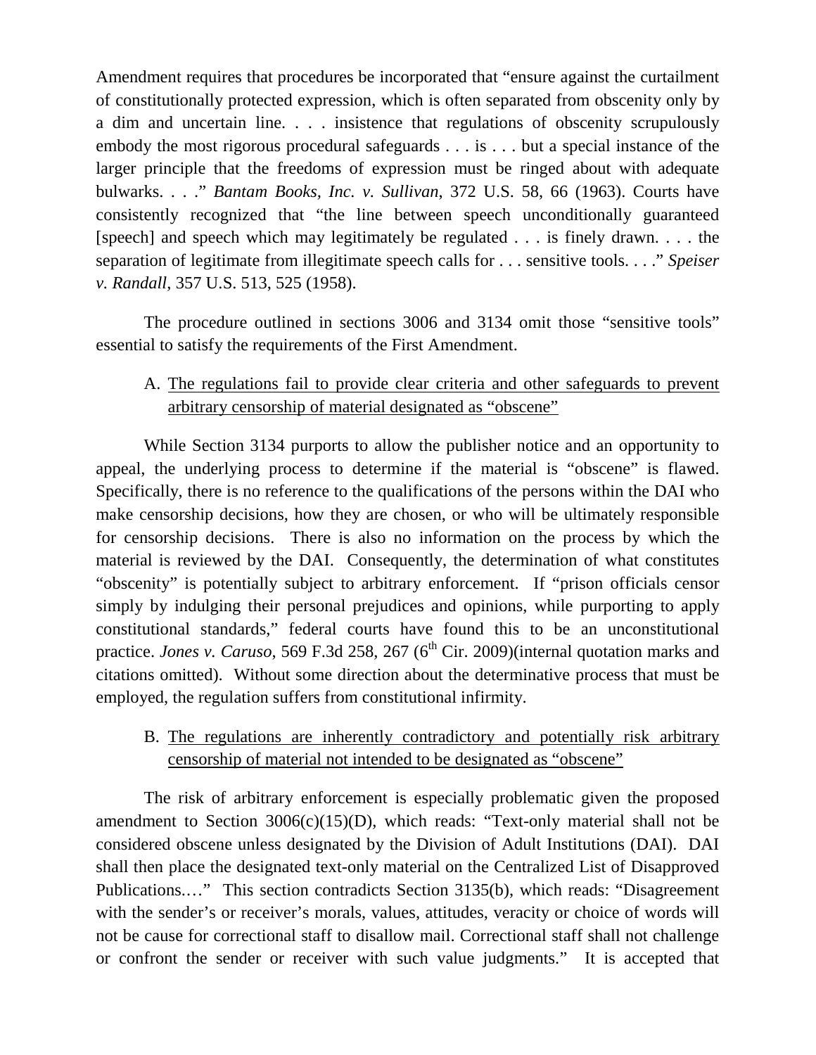Amendment requires that procedures be incorporated that "ensure against the curtailment of constitutionally protected expression, which is often separated from obscenity only by a dim and uncertain line. . . . insistence that regulations of obscenity scrupulously embody the most rigorous procedural safeguards . . . is . . . but a special instance of the larger principle that the freedoms of expression must be ringed about with adequate bulwarks. . . ." *Bantam Books, Inc. v. Sullivan*, 372 U.S. 58, 66 (1963). Courts have consistently recognized that "the line between speech unconditionally guaranteed [speech] and speech which may legitimately be regulated . . . is finely drawn. . . . the separation of legitimate from illegitimate speech calls for . . . sensitive tools. . . ." *Speiser v. Randall*, 357 U.S. 513, 525 (1958).

The procedure outlined in sections 3006 and 3134 omit those "sensitive tools" essential to satisfy the requirements of the First Amendment.

A. <u>The regulations fail to provide clear criteria and other safeguards to prevent arbitrary censorship of material designated as "obscene"</u>

While Section 3134 purports to allow the publisher notice and an opportunity to appeal, the underlying process to determine if the material is "obscene" is flawed. Specifically, there is no reference to the qualifications of the persons within the DAI who make censorship decisions, how they are chosen, or who will be ultimately responsible for censorship decisions. There is also no information on the process by which the material is reviewed by the DAI. Consequently, the determination of what constitutes "obscenity" is potentially subject to arbitrary enforcement. If "prison officials censor simply by indulging their personal prejudices and opinions, while purporting to apply constitutional standards," federal courts have found this to be an unconstitutional practice. *Jones v. Caruso*, 569 F.3d 258, 267 (6th Cir. 2009)(internal quotation marks and citations omitted). Without some direction about the determinative process that must be employed, the regulation suffers from constitutional infirmity.

B. <u>The regulations are inherently contradictory and potentially risk arbitrary censorship of material not intended to be designated as "obscene"</u>

The risk of arbitrary enforcement is especially problematic given the proposed amendment to Section 3006(c)(15)(D), which reads: "Text-only material shall not be considered obscene unless designated by the Division of Adult Institutions (DAI). DAI shall then place the designated text-only material on the Centralized List of Disapproved Publications.…" This section contradicts Section 3135(b), which reads: "Disagreement with the sender's or receiver's morals, values, attitudes, veracity or choice of words will not be cause for correctional staff to disallow mail. Correctional staff shall not challenge or confront the sender or receiver with such value judgments." It is accepted that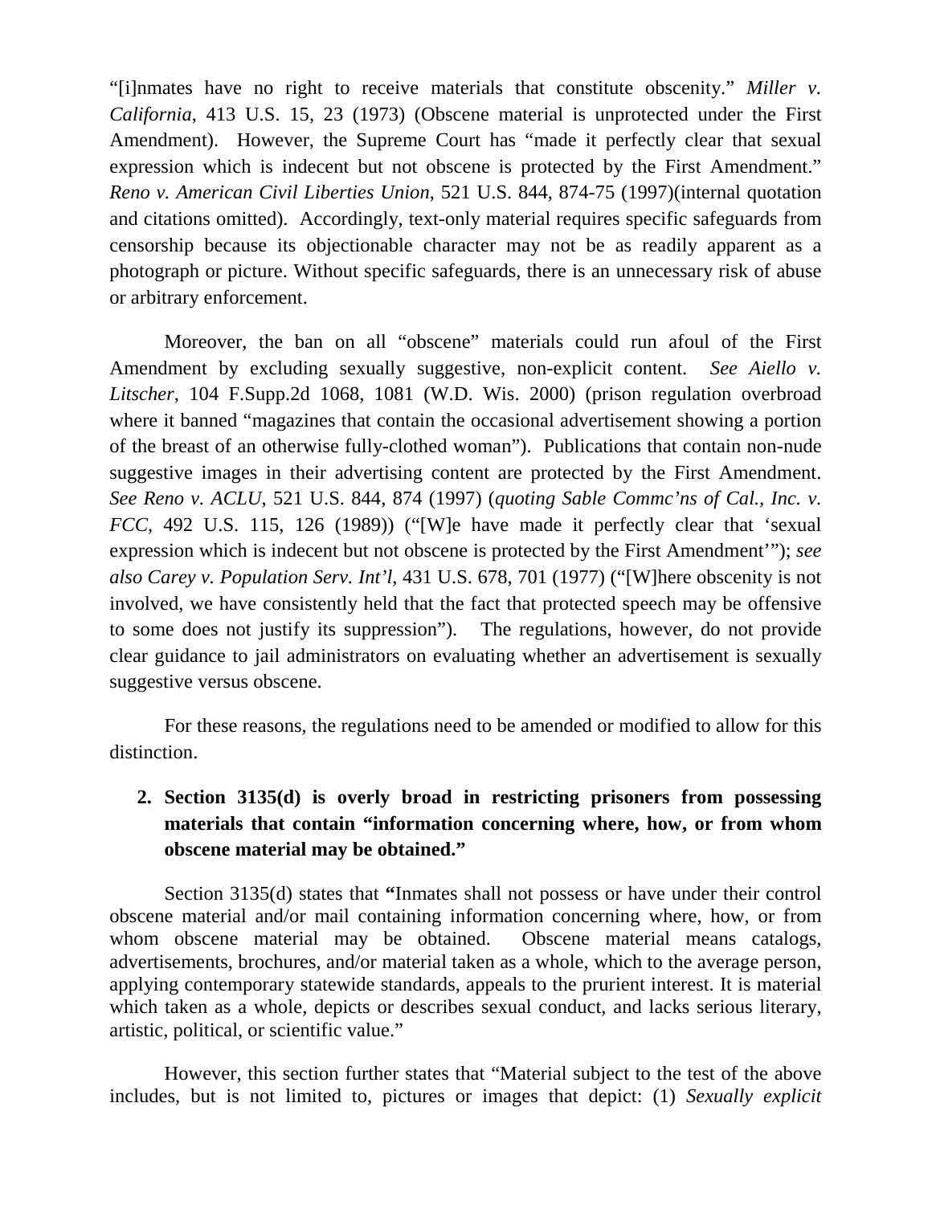"[i]nmates have no right to receive materials that constitute obscenity." *Miller v. California*, 413 U.S. 15, 23 (1973) (Obscene material is unprotected under the First Amendment). However, the Supreme Court has "made it perfectly clear that sexual expression which is indecent but not obscene is protected by the First Amendment." *Reno v. American Civil Liberties Union*, 521 U.S. 844, 874-75 (1997)(internal quotation and citations omitted). Accordingly, text-only material requires specific safeguards from censorship because its objectionable character may not be as readily apparent as a photograph or picture. Without specific safeguards, there is an unnecessary risk of abuse or arbitrary enforcement.

Moreover, the ban on all "obscene" materials could run afoul of the First Amendment by excluding sexually suggestive, non-explicit content. *See Aiello v. Litscher*, 104 F.Supp.2d 1068, 1081 (W.D. Wis. 2000) (prison regulation overbroad where it banned "magazines that contain the occasional advertisement showing a portion of the breast of an otherwise fully-clothed woman"). Publications that contain non-nude suggestive images in their advertising content are protected by the First Amendment. *See Reno v. ACLU*, 521 U.S. 844, 874 (1997) (*quoting Sable Commc'ns of Cal., Inc. v. FCC*, 492 U.S. 115, 126 (1989)) ("[W]e have made it perfectly clear that 'sexual expression which is indecent but not obscene is protected by the First Amendment'"); *see also Carey v. Population Serv. Int'l*, 431 U.S. 678, 701 (1977) ("[W]here obscenity is not involved, we have consistently held that the fact that protected speech may be offensive to some does not justify its suppression"). The regulations, however, do not provide clear guidance to jail administrators on evaluating whether an advertisement is sexually suggestive versus obscene.

For these reasons, the regulations need to be amended or modified to allow for this distinction.

**2. Section 3135(d) is overly broad in restricting prisoners from possessing materials that contain "information concerning where, how, or from whom obscene material may be obtained."**

Section 3135(d) states that **"**Inmates shall not possess or have under their control obscene material and/or mail containing information concerning where, how, or from whom obscene material may be obtained. Obscene material means catalogs, advertisements, brochures, and/or material taken as a whole, which to the average person, applying contemporary statewide standards, appeals to the prurient interest. It is material which taken as a whole, depicts or describes sexual conduct, and lacks serious literary, artistic, political, or scientific value."

However, this section further states that "Material subject to the test of the above includes, but is not limited to, pictures or images that depict: (1) *Sexually explicit*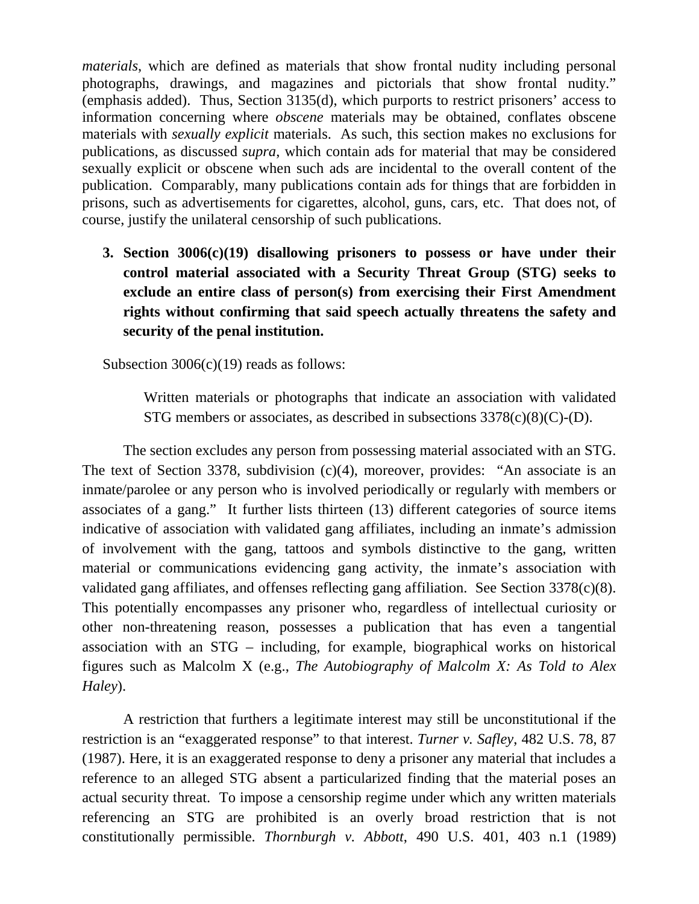*materials*, which are defined as materials that show frontal nudity including personal photographs, drawings, and magazines and pictorials that show frontal nudity." (emphasis added). Thus, Section 3135(d), which purports to restrict prisoners' access to information concerning where *obscene* materials may be obtained, conflates obscene materials with *sexually explicit* materials. As such, this section makes no exclusions for publications, as discussed *supra*, which contain ads for material that may be considered sexually explicit or obscene when such ads are incidental to the overall content of the publication. Comparably, many publications contain ads for things that are forbidden in prisons, such as advertisements for cigarettes, alcohol, guns, cars, etc. That does not, of course, justify the unilateral censorship of such publications.

3. **Section 3006(c)(19) disallowing prisoners to possess or have under their control material associated with a Security Threat Group (STG) seeks to exclude an entire class of person(s) from exercising their First Amendment rights without confirming that said speech actually threatens the safety and security of the penal institution.**

Subsection 3006(c)(19) reads as follows:

> Written materials or photographs that indicate an association with validated STG members or associates, as described in subsections 3378(c)(8)(C)-(D).

The section excludes any person from possessing material associated with an STG. The text of Section 3378, subdivision (c)(4), moreover, provides: "An associate is an inmate/parolee or any person who is involved periodically or regularly with members or associates of a gang." It further lists thirteen (13) different categories of source items indicative of association with validated gang affiliates, including an inmate's admission of involvement with the gang, tattoos and symbols distinctive to the gang, written material or communications evidencing gang activity, the inmate's association with validated gang affiliates, and offenses reflecting gang affiliation. See Section 3378(c)(8). This potentially encompasses any prisoner who, regardless of intellectual curiosity or other non-threatening reason, possesses a publication that has even a tangential association with an STG – including, for example, biographical works on historical figures such as Malcolm X (e.g., *The Autobiography of Malcolm X: As Told to Alex Haley*).

A restriction that furthers a legitimate interest may still be unconstitutional if the restriction is an "exaggerated response" to that interest. *Turner v. Safley*, 482 U.S. 78, 87 (1987). Here, it is an exaggerated response to deny a prisoner any material that includes a reference to an alleged STG absent a particularized finding that the material poses an actual security threat. To impose a censorship regime under which any written materials referencing an STG are prohibited is an overly broad restriction that is not constitutionally permissible. *Thornburgh v. Abbott*, 490 U.S. 401, 403 n.1 (1989)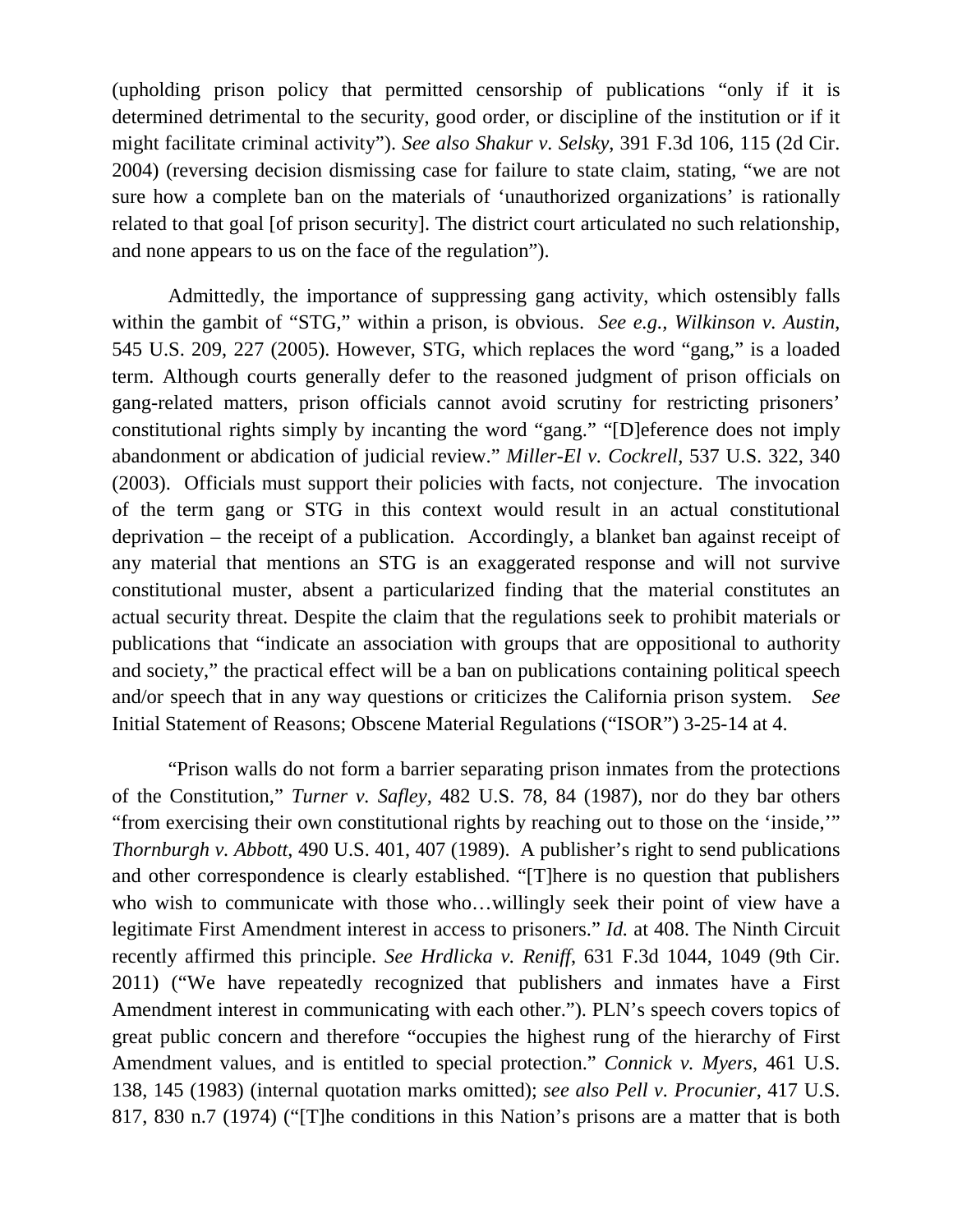(upholding prison policy that permitted censorship of publications "only if it is determined detrimental to the security, good order, or discipline of the institution or if it might facilitate criminal activity"). *See also Shakur v. Selsky*, 391 F.3d 106, 115 (2d Cir. 2004) (reversing decision dismissing case for failure to state claim, stating, "we are not sure how a complete ban on the materials of 'unauthorized organizations' is rationally related to that goal [of prison security]. The district court articulated no such relationship, and none appears to us on the face of the regulation").

Admittedly, the importance of suppressing gang activity, which ostensibly falls within the gambit of "STG," within a prison, is obvious. *See e.g., Wilkinson v. Austin*, 545 U.S. 209, 227 (2005). However, STG, which replaces the word "gang," is a loaded term. Although courts generally defer to the reasoned judgment of prison officials on gang-related matters, prison officials cannot avoid scrutiny for restricting prisoners' constitutional rights simply by incanting the word "gang." "[D]eference does not imply abandonment or abdication of judicial review." *Miller-El v. Cockrell*, 537 U.S. 322, 340 (2003). Officials must support their policies with facts, not conjecture. The invocation of the term gang or STG in this context would result in an actual constitutional deprivation – the receipt of a publication. Accordingly, a blanket ban against receipt of any material that mentions an STG is an exaggerated response and will not survive constitutional muster, absent a particularized finding that the material constitutes an actual security threat. Despite the claim that the regulations seek to prohibit materials or publications that "indicate an association with groups that are oppositional to authority and society," the practical effect will be a ban on publications containing political speech and/or speech that in any way questions or criticizes the California prison system. *See* Initial Statement of Reasons; Obscene Material Regulations ("ISOR") 3-25-14 at 4.

"Prison walls do not form a barrier separating prison inmates from the protections of the Constitution," *Turner v. Safley*, 482 U.S. 78, 84 (1987), nor do they bar others "from exercising their own constitutional rights by reaching out to those on the 'inside,'" *Thornburgh v. Abbott*, 490 U.S. 401, 407 (1989). A publisher's right to send publications and other correspondence is clearly established. "[T]here is no question that publishers who wish to communicate with those who…willingly seek their point of view have a legitimate First Amendment interest in access to prisoners." *Id.* at 408. The Ninth Circuit recently affirmed this principle. *See Hrdlicka v. Reniff*, 631 F.3d 1044, 1049 (9th Cir. 2011) ("We have repeatedly recognized that publishers and inmates have a First Amendment interest in communicating with each other."). PLN's speech covers topics of great public concern and therefore "occupies the highest rung of the hierarchy of First Amendment values, and is entitled to special protection." *Connick v. Myers*, 461 U.S. 138, 145 (1983) (internal quotation marks omitted); *see also Pell v. Procunier*, 417 U.S. 817, 830 n.7 (1974) ("[T]he conditions in this Nation's prisons are a matter that is both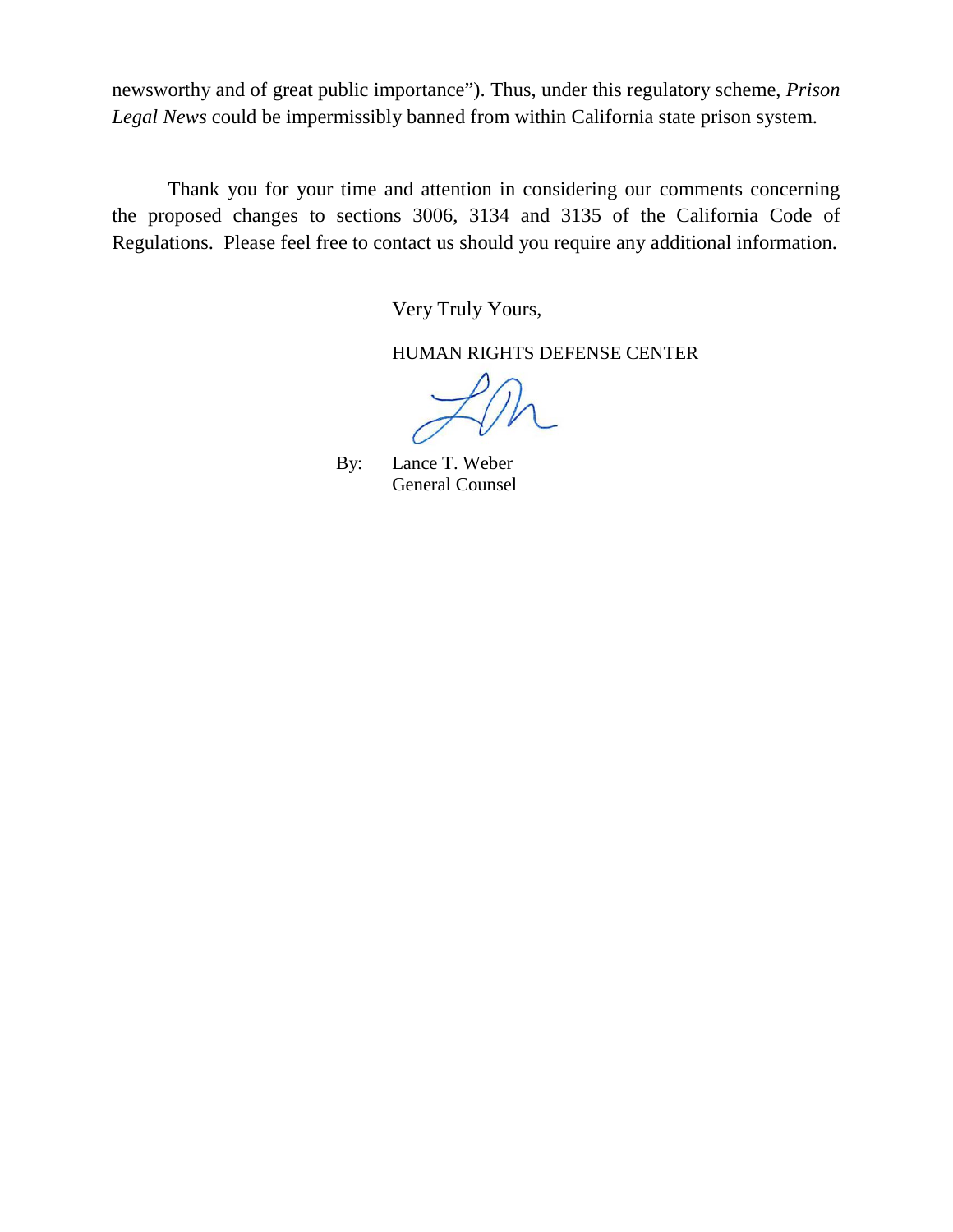newsworthy and of great public importance”). Thus, under this regulatory scheme, *Prison Legal News* could be impermissibly banned from within California state prison system.

Thank you for your time and attention in considering our comments concerning the proposed changes to sections 3006, 3134 and 3135 of the California Code of Regulations. Please feel free to contact us should you require any additional information.

Very Truly Yours,

HUMAN RIGHTS DEFENSE CENTER

By: Lance T. Weber
General Counsel